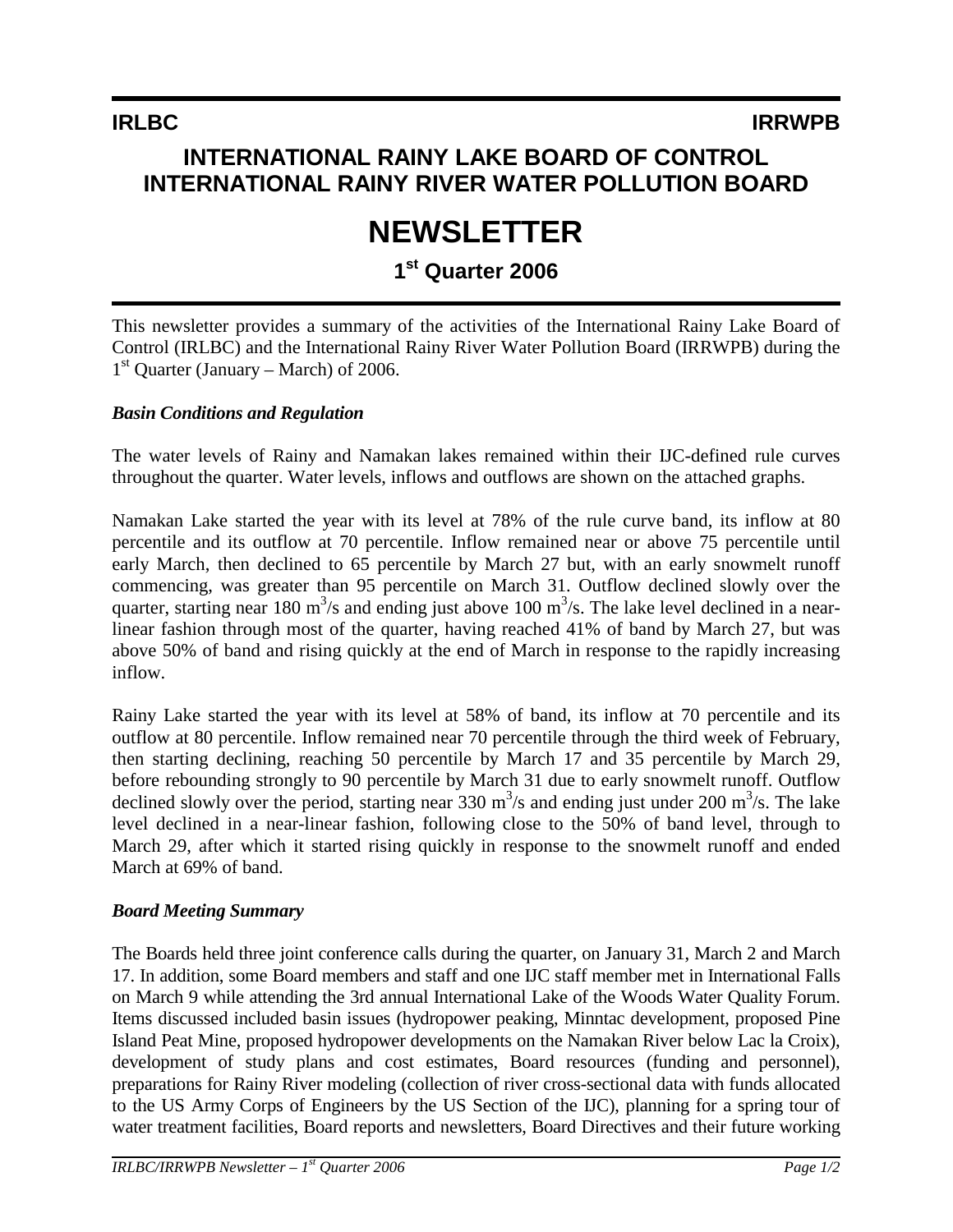**IRLBC** **IRRWPB**

# INTERNATIONAL RAINY LAKE BOARD OF CONTROL
# INTERNATIONAL RAINY RIVER WATER POLLUTION BOARD

# NEWSLETTER

## 1st Quarter 2006

This newsletter provides a summary of the activities of the International Rainy Lake Board of Control (IRLBC) and the International Rainy River Water Pollution Board (IRRWPB) during the 1st Quarter (January – March) of 2006.

### *Basin Conditions and Regulation*

The water levels of Rainy and Namakan lakes remained within their IJC-defined rule curves throughout the quarter. Water levels, inflows and outflows are shown on the attached graphs.

Namakan Lake started the year with its level at 78% of the rule curve band, its inflow at 80 percentile and its outflow at 70 percentile. Inflow remained near or above 75 percentile until early March, then declined to 65 percentile by March 27 but, with an early snowmelt runoff commencing, was greater than 95 percentile on March 31. Outflow declined slowly over the quarter, starting near 180 $m^3/s$ and ending just above 100 $m^3/s$. The lake level declined in a near-linear fashion through most of the quarter, having reached 41% of band by March 27, but was above 50% of band and rising quickly at the end of March in response to the rapidly increasing inflow.

Rainy Lake started the year with its level at 58% of band, its inflow at 70 percentile and its outflow at 80 percentile. Inflow remained near 70 percentile through the third week of February, then starting declining, reaching 50 percentile by March 17 and 35 percentile by March 29, before rebounding strongly to 90 percentile by March 31 due to early snowmelt runoff. Outflow declined slowly over the period, starting near 330 $m^3/s$ and ending just under 200 $m^3/s$. The lake level declined in a near-linear fashion, following close to the 50% of band level, through to March 29, after which it started rising quickly in response to the snowmelt runoff and ended March at 69% of band.

### *Board Meeting Summary*

The Boards held three joint conference calls during the quarter, on January 31, March 2 and March 17. In addition, some Board members and staff and one IJC staff member met in International Falls on March 9 while attending the 3rd annual International Lake of the Woods Water Quality Forum. Items discussed included basin issues (hydropower peaking, Minntac development, proposed Pine Island Peat Mine, proposed hydropower developments on the Namakan River below Lac la Croix), development of study plans and cost estimates, Board resources (funding and personnel), preparations for Rainy River modeling (collection of river cross-sectional data with funds allocated to the US Army Corps of Engineers by the US Section of the IJC), planning for a spring tour of water treatment facilities, Board reports and newsletters, Board Directives and their future working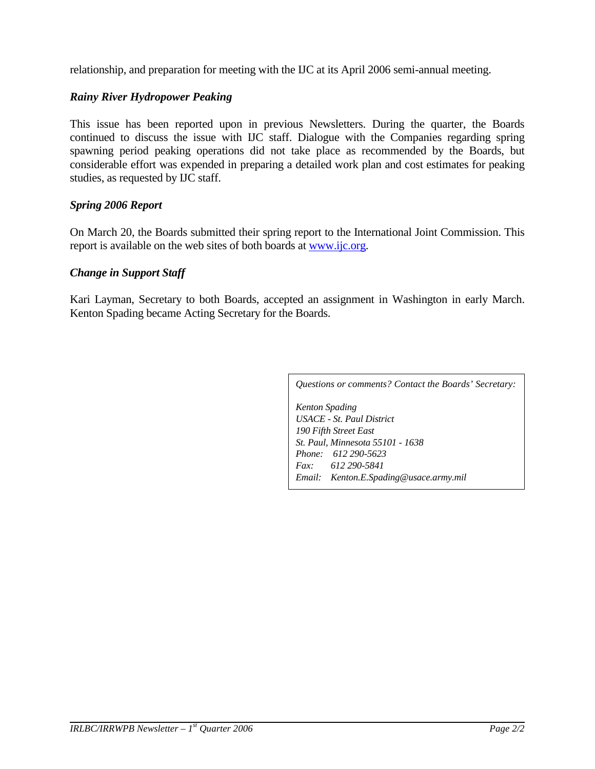relationship, and preparation for meeting with the IJC at its April 2006 semi-annual meeting.

### *Rainy River Hydropower Peaking*

This issue has been reported upon in previous Newsletters. During the quarter, the Boards continued to discuss the issue with IJC staff. Dialogue with the Companies regarding spring spawning period peaking operations did not take place as recommended by the Boards, but considerable effort was expended in preparing a detailed work plan and cost estimates for peaking studies, as requested by IJC staff.

### *Spring 2006 Report*

On March 20, the Boards submitted their spring report to the International Joint Commission. This report is available on the web sites of both boards at www.ijc.org.

### *Change in Support Staff*

Kari Layman, Secretary to both Boards, accepted an assignment in Washington in early March. Kenton Spading became Acting Secretary for the Boards.

*Questions or comments? Contact the Boards' Secretary:*

*Kenton Spading*
*USACE - St. Paul District*
*190 Fifth Street East*
*St. Paul, Minnesota 55101 - 1638*
*Phone: 612 290-5623*
*Fax: 612 290-5841*
*Email: Kenton.E.Spading@usace.army.mil*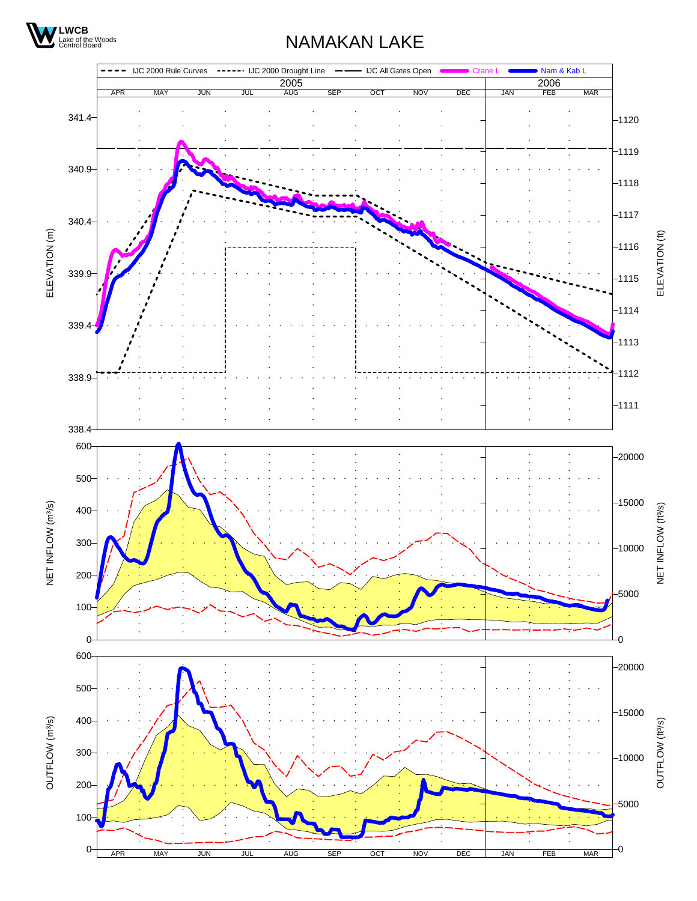LWCB
Lake of the Woods
Control Board

# NAMAKAN LAKE

IJC 2000 Rule Curves | IJC 2000 Drought Line | IJC All Gates Open | Crane L | Nam & Kab L

2005: APR MAY JUN JUL AUG SEP OCT NOV DEC | 2006: JAN FEB MAR

ELEVATION (m): 338.4, 338.9, 339.4, 339.9, 340.4, 340.9, 341.4

ELEVATION (ft): 1111, 1112, 1113, 1114, 1115, 1116, 1117, 1118, 1119, 1120

NET INFLOW (m³/s): 0, 100, 200, 300, 400, 500, 600

NET INFLOW (ft³/s): 0, 5000, 10000, 15000, 20000

OUTFLOW (m³/s): 0, 100, 200, 300, 400, 500, 600

OUTFLOW (ft³/s): 0, 5000, 10000, 15000, 20000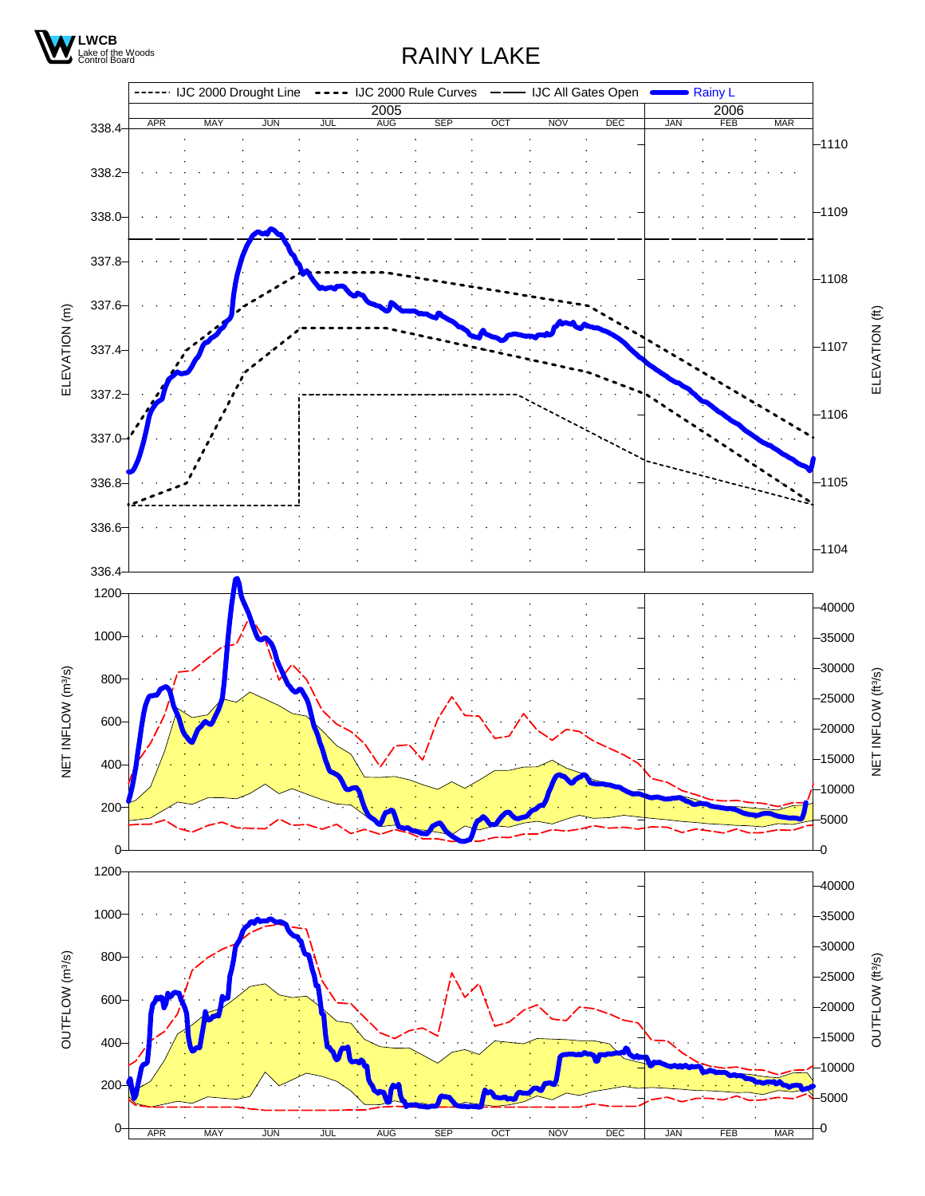LWCB
Lake of the Woods
Control Board

# RAINY LAKE

IJC 2000 Drought Line
IJC 2000 Rule Curves
IJC All Gates Open
Rainy L

2005
2006

APR MAY JUN JUL AUG SEP OCT NOV DEC JAN FEB MAR

ELEVATION (m)

338.4
338.2
338.0
337.8
337.6
337.4
337.2
337.0
336.8
336.6
336.4

ELEVATION (ft)

1110
1109
1108
1107
1106
1105
1104

NET INFLOW (m³/s)

1200
1000
800
600
400
200
0

NET INFLOW (ft³/s)

40000
35000
30000
25000
20000
15000
10000
5000
0

OUTFLOW (m³/s)

1200
1000
800
600
400
200
0

OUTFLOW (ft³/s)

40000
35000
30000
25000
20000
15000
10000
5000
0

APR MAY JUN JUL AUG SEP OCT NOV DEC JAN FEB MAR